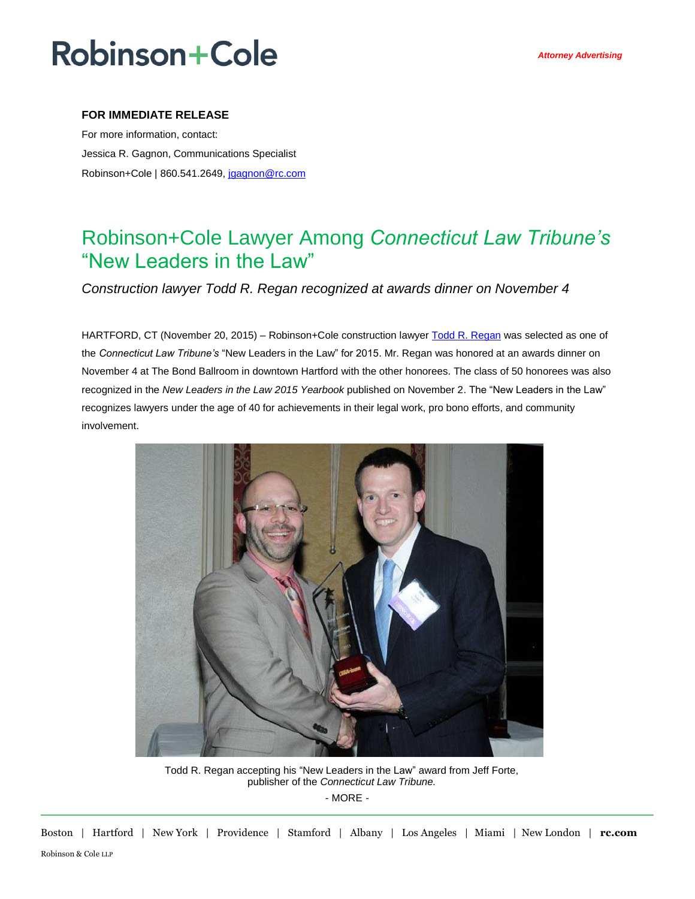Robinson+Cole

*Attorney Advertising*

**FOR IMMEDIATE RELEASE**

For more information, contact:

Jessica R. Gagnon, Communications Specialist

Robinson+Cole | 860.541.2649, jgagnon@rc.com

# Robinson+Cole Lawyer Among *Connecticut Law Tribune's* "New Leaders in the Law"

*Construction lawyer Todd R. Regan recognized at awards dinner on November 4*

HARTFORD, CT (November 20, 2015) – Robinson+Cole construction lawyer Todd R. Regan was selected as one of the *Connecticut Law Tribune's* "New Leaders in the Law" for 2015. Mr. Regan was honored at an awards dinner on November 4 at The Bond Ballroom in downtown Hartford with the other honorees. The class of 50 honorees was also recognized in the *New Leaders in the Law 2015 Yearbook* published on November 2. The "New Leaders in the Law" recognizes lawyers under the age of 40 for achievements in their legal work, pro bono efforts, and community involvement.

Todd R. Regan accepting his "New Leaders in the Law" award from Jeff Forte, publisher of the *Connecticut Law Tribune.*

- MORE -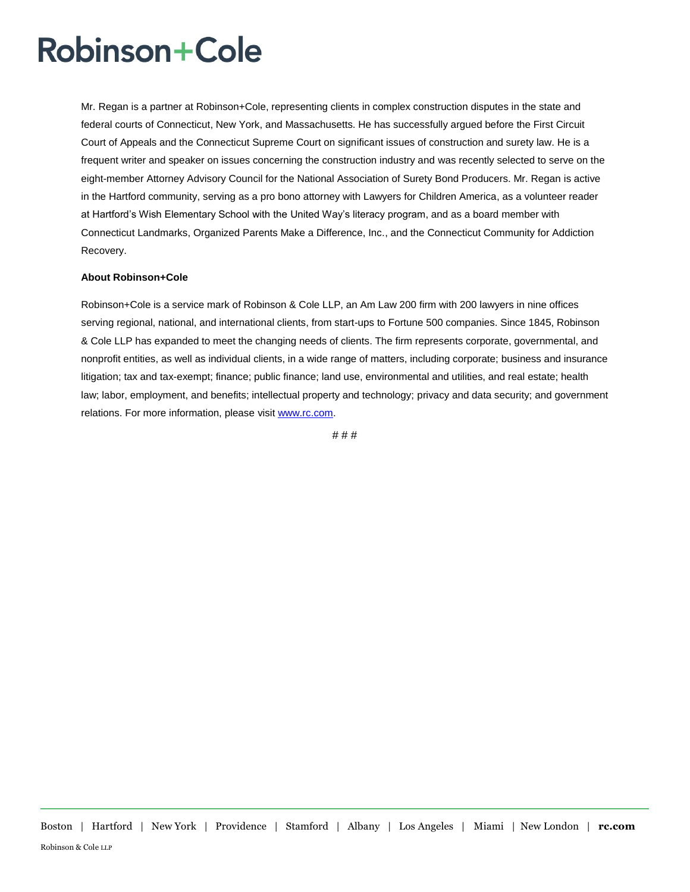Mr. Regan is a partner at Robinson+Cole, representing clients in complex construction disputes in the state and federal courts of Connecticut, New York, and Massachusetts. He has successfully argued before the First Circuit Court of Appeals and the Connecticut Supreme Court on significant issues of construction and surety law. He is a frequent writer and speaker on issues concerning the construction industry and was recently selected to serve on the eight-member Attorney Advisory Council for the National Association of Surety Bond Producers. Mr. Regan is active in the Hartford community, serving as a pro bono attorney with Lawyers for Children America, as a volunteer reader at Hartford's Wish Elementary School with the United Way's literacy program, and as a board member with Connecticut Landmarks, Organized Parents Make a Difference, Inc., and the Connecticut Community for Addiction Recovery.

**About Robinson+Cole**

Robinson+Cole is a service mark of Robinson & Cole LLP, an Am Law 200 firm with 200 lawyers in nine offices serving regional, national, and international clients, from start-ups to Fortune 500 companies. Since 1845, Robinson & Cole LLP has expanded to meet the changing needs of clients. The firm represents corporate, governmental, and nonprofit entities, as well as individual clients, in a wide range of matters, including corporate; business and insurance litigation; tax and tax-exempt; finance; public finance; land use, environmental and utilities, and real estate; health law; labor, employment, and benefits; intellectual property and technology; privacy and data security; and government relations. For more information, please visit www.rc.com.

# # #